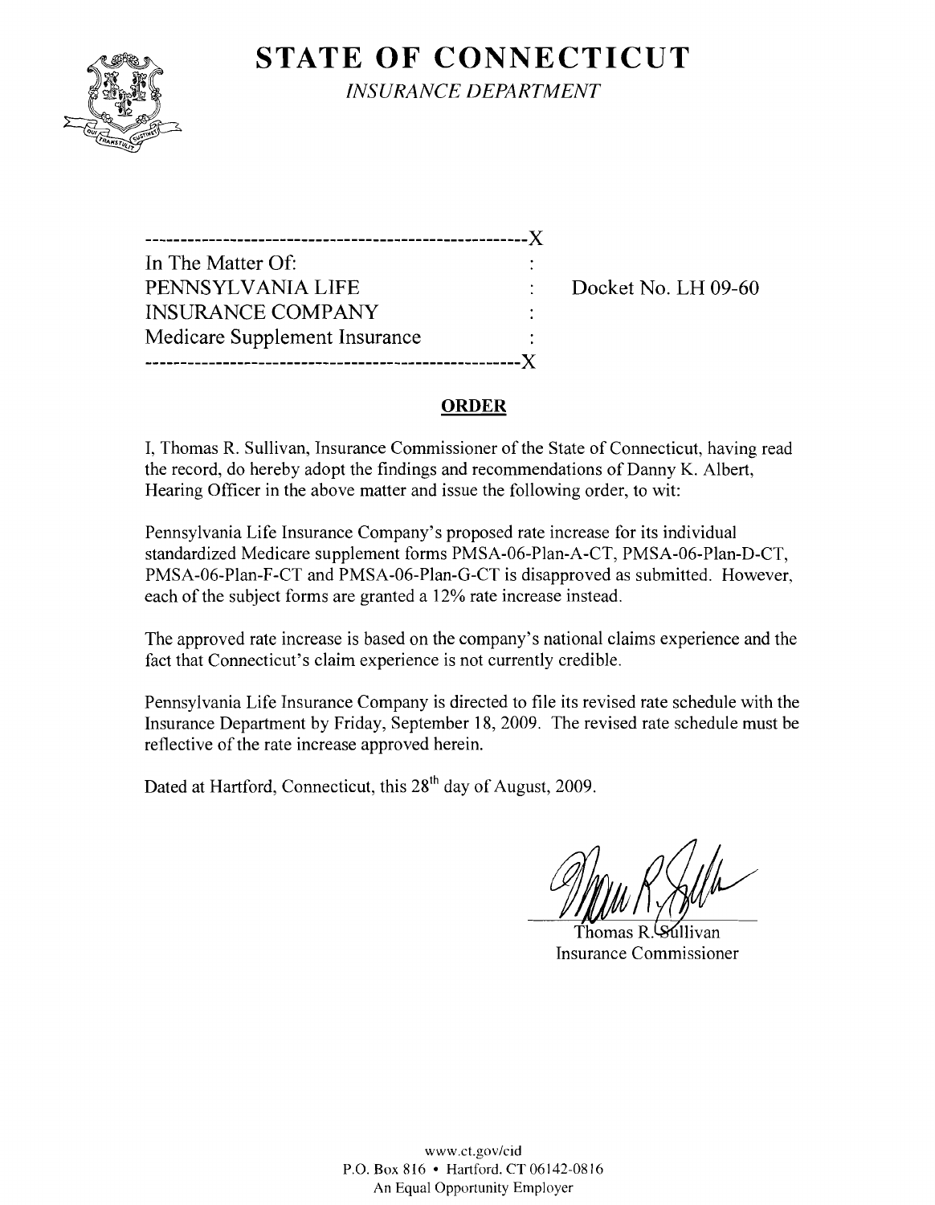# STATE OF CONNECTICUT

*INSURANCE DEPARTMENT*

---------------------------------------------------------X
In The Matter Of: :
PENNSYLVANIA LIFE : Docket No. LH 09-60
INSURANCE COMPANY :
Medicare Supplement Insurance :
---------------------------------------------------------X

## ORDER

I, Thomas R. Sullivan, Insurance Commissioner of the State of Connecticut, having read the record, do hereby adopt the findings and recommendations of Danny K. Albert, Hearing Officer in the above matter and issue the following order, to wit:

Pennsylvania Life Insurance Company's proposed rate increase for its individual standardized Medicare supplement forms PMSA-06-Plan-A-CT, PMSA-06-Plan-D-CT, PMSA-06-Plan-F-CT and PMSA-06-Plan-G-CT is disapproved as submitted. However, each of the subject forms are granted a 12% rate increase instead.

The approved rate increase is based on the company's national claims experience and the fact that Connecticut's claim experience is not currently credible.

Pennsylvania Life Insurance Company is directed to file its revised rate schedule with the Insurance Department by Friday, September 18, 2009. The revised rate schedule must be reflective of the rate increase approved herein.

Dated at Hartford, Connecticut, this 28th day of August, 2009.

Thomas R. Sullivan
Insurance Commissioner

www.ct.gov/cid
P.O. Box 816 • Hartford, CT 06142-0816
An Equal Opportunity Employer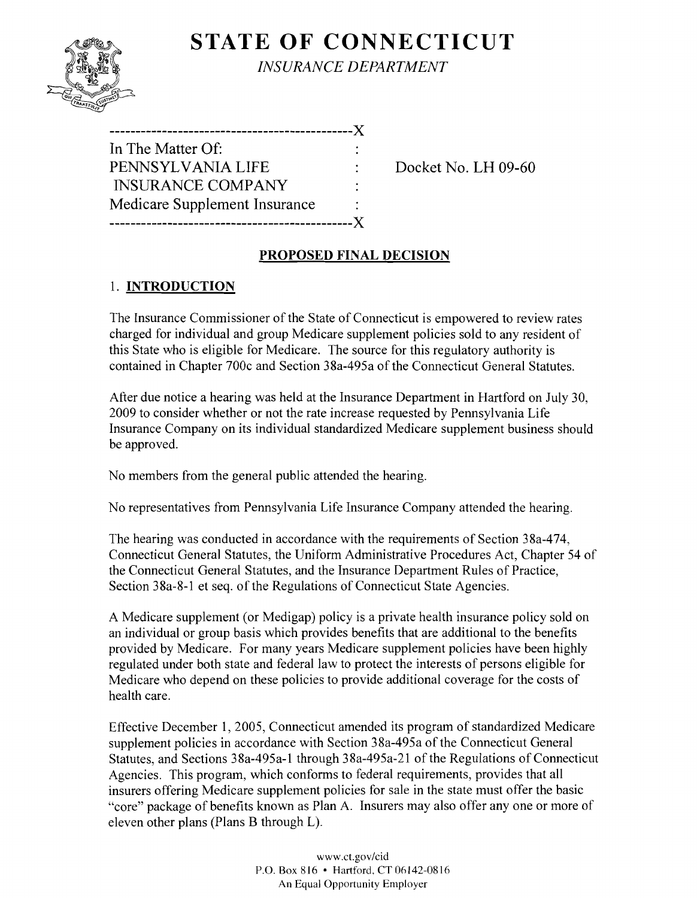# STATE OF CONNECTICUT

*INSURANCE DEPARTMENT*

```
----------------------------------------------X
In The Matter Of:                             :
PENNSYLVANIA LIFE                             :     Docket No. LH 09-60
 INSURANCE COMPANY                            :
Medicare Supplement Insurance                 :
----------------------------------------------X
```

## PROPOSED FINAL DECISION

### 1. INTRODUCTION

The Insurance Commissioner of the State of Connecticut is empowered to review rates charged for individual and group Medicare supplement policies sold to any resident of this State who is eligible for Medicare. The source for this regulatory authority is contained in Chapter 700c and Section 38a-495a of the Connecticut General Statutes.

After due notice a hearing was held at the Insurance Department in Hartford on July 30, 2009 to consider whether or not the rate increase requested by Pennsylvania Life Insurance Company on its individual standardized Medicare supplement business should be approved.

No members from the general public attended the hearing.

No representatives from Pennsylvania Life Insurance Company attended the hearing.

The hearing was conducted in accordance with the requirements of Section 38a-474, Connecticut General Statutes, the Uniform Administrative Procedures Act, Chapter 54 of the Connecticut General Statutes, and the Insurance Department Rules of Practice, Section 38a-8-1 et seq. of the Regulations of Connecticut State Agencies.

A Medicare supplement (or Medigap) policy is a private health insurance policy sold on an individual or group basis which provides benefits that are additional to the benefits provided by Medicare. For many years Medicare supplement policies have been highly regulated under both state and federal law to protect the interests of persons eligible for Medicare who depend on these policies to provide additional coverage for the costs of health care.

Effective December 1, 2005, Connecticut amended its program of standardized Medicare supplement policies in accordance with Section 38a-495a of the Connecticut General Statutes, and Sections 38a-495a-1 through 38a-495a-21 of the Regulations of Connecticut Agencies. This program, which conforms to federal requirements, provides that all insurers offering Medicare supplement policies for sale in the state must offer the basic "core" package of benefits known as Plan A. Insurers may also offer any one or more of eleven other plans (Plans B through L).

www.ct.gov/cid
P.O. Box 816 • Hartford, CT 06142-0816
An Equal Opportunity Employer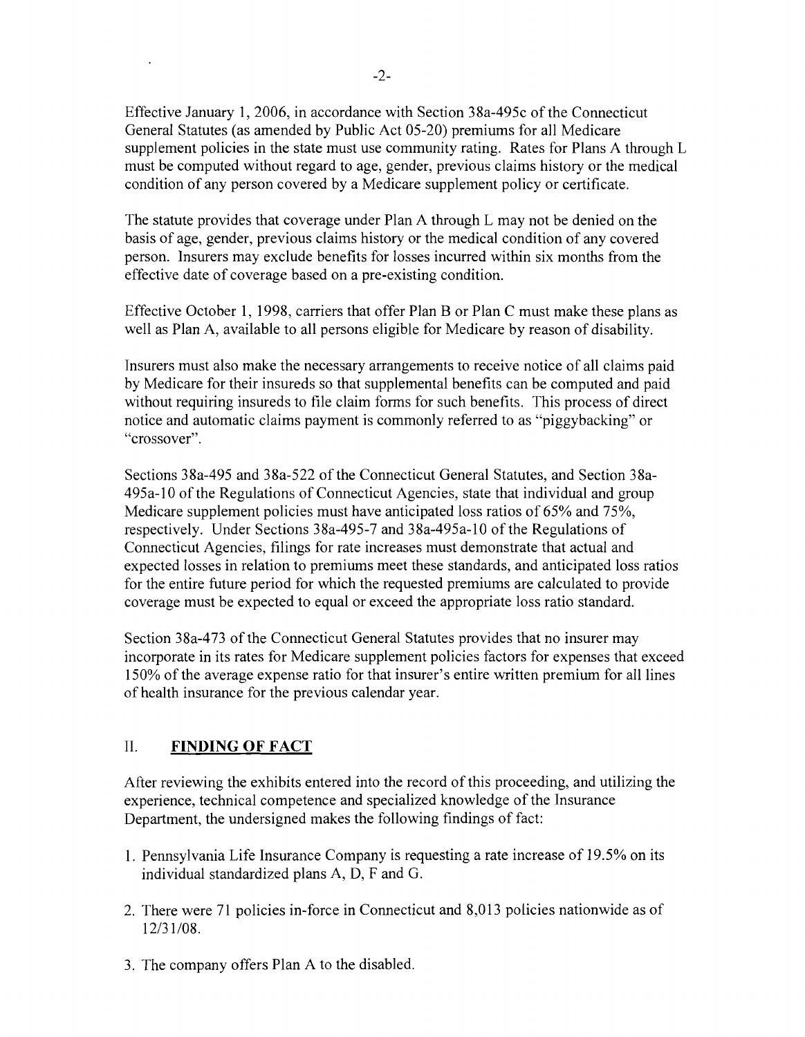Effective January 1, 2006, in accordance with Section 38a-495c of the Connecticut General Statutes (as amended by Public Act 05-20) premiums for all Medicare supplement policies in the state must use community rating. Rates for Plans A through L must be computed without regard to age, gender, previous claims history or the medical condition of any person covered by a Medicare supplement policy or certificate.

The statute provides that coverage under Plan A through L may not be denied on the basis of age, gender, previous claims history or the medical condition of any covered person. Insurers may exclude benefits for losses incurred within six months from the effective date of coverage based on a pre-existing condition.

Effective October 1, 1998, carriers that offer Plan B or Plan C must make these plans as well as Plan A, available to all persons eligible for Medicare by reason of disability.

Insurers must also make the necessary arrangements to receive notice of all claims paid by Medicare for their insureds so that supplemental benefits can be computed and paid without requiring insureds to file claim forms for such benefits. This process of direct notice and automatic claims payment is commonly referred to as "piggybacking" or "crossover".

Sections 38a-495 and 38a-522 of the Connecticut General Statutes, and Section 38a-495a-10 of the Regulations of Connecticut Agencies, state that individual and group Medicare supplement policies must have anticipated loss ratios of 65% and 75%, respectively. Under Sections 38a-495-7 and 38a-495a-10 of the Regulations of Connecticut Agencies, filings for rate increases must demonstrate that actual and expected losses in relation to premiums meet these standards, and anticipated loss ratios for the entire future period for which the requested premiums are calculated to provide coverage must be expected to equal or exceed the appropriate loss ratio standard.

Section 38a-473 of the Connecticut General Statutes provides that no insurer may incorporate in its rates for Medicare supplement policies factors for expenses that exceed 150% of the average expense ratio for that insurer's entire written premium for all lines of health insurance for the previous calendar year.

## II. **FINDING OF FACT**

After reviewing the exhibits entered into the record of this proceeding, and utilizing the experience, technical competence and specialized knowledge of the Insurance Department, the undersigned makes the following findings of fact:

1. Pennsylvania Life Insurance Company is requesting a rate increase of 19.5% on its individual standardized plans A, D, F and G.
2. There were 71 policies in-force in Connecticut and 8,013 policies nationwide as of 12/31/08.
3. The company offers Plan A to the disabled.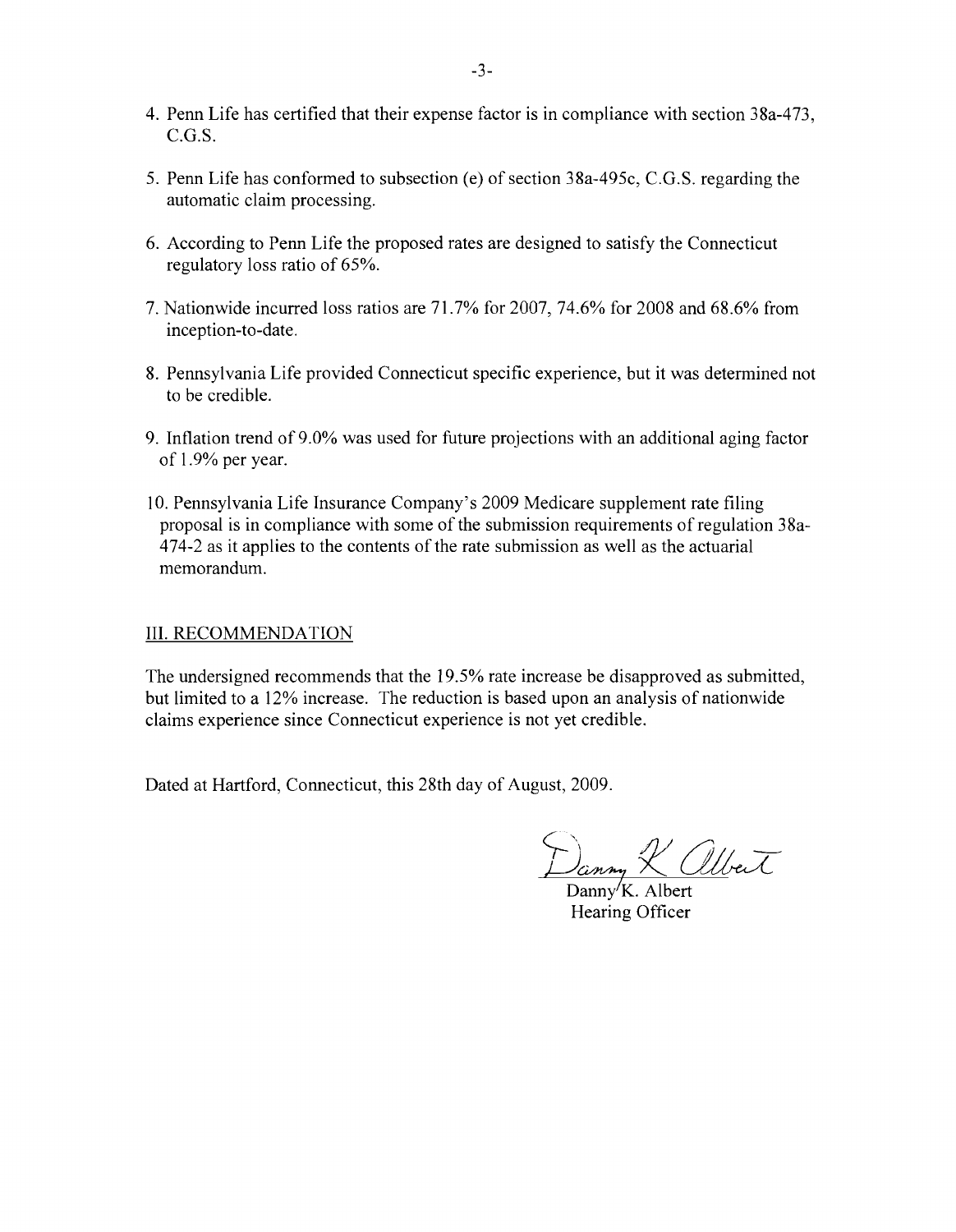4. Penn Life has certified that their expense factor is in compliance with section 38a-473, C.G.S.

5. Penn Life has conformed to subsection (e) of section 38a-495c, C.G.S. regarding the automatic claim processing.

6. According to Penn Life the proposed rates are designed to satisfy the Connecticut regulatory loss ratio of 65%.

7. Nationwide incurred loss ratios are 71.7% for 2007, 74.6% for 2008 and 68.6% from inception-to-date.

8. Pennsylvania Life provided Connecticut specific experience, but it was determined not to be credible.

9. Inflation trend of 9.0% was used for future projections with an additional aging factor of 1.9% per year.

10. Pennsylvania Life Insurance Company's 2009 Medicare supplement rate filing proposal is in compliance with some of the submission requirements of regulation 38a-474-2 as it applies to the contents of the rate submission as well as the actuarial memorandum.

## III. RECOMMENDATION

The undersigned recommends that the 19.5% rate increase be disapproved as submitted, but limited to a 12% increase. The reduction is based upon an analysis of nationwide claims experience since Connecticut experience is not yet credible.

Dated at Hartford, Connecticut, this 28th day of August, 2009.

Danny K. Albert
Hearing Officer